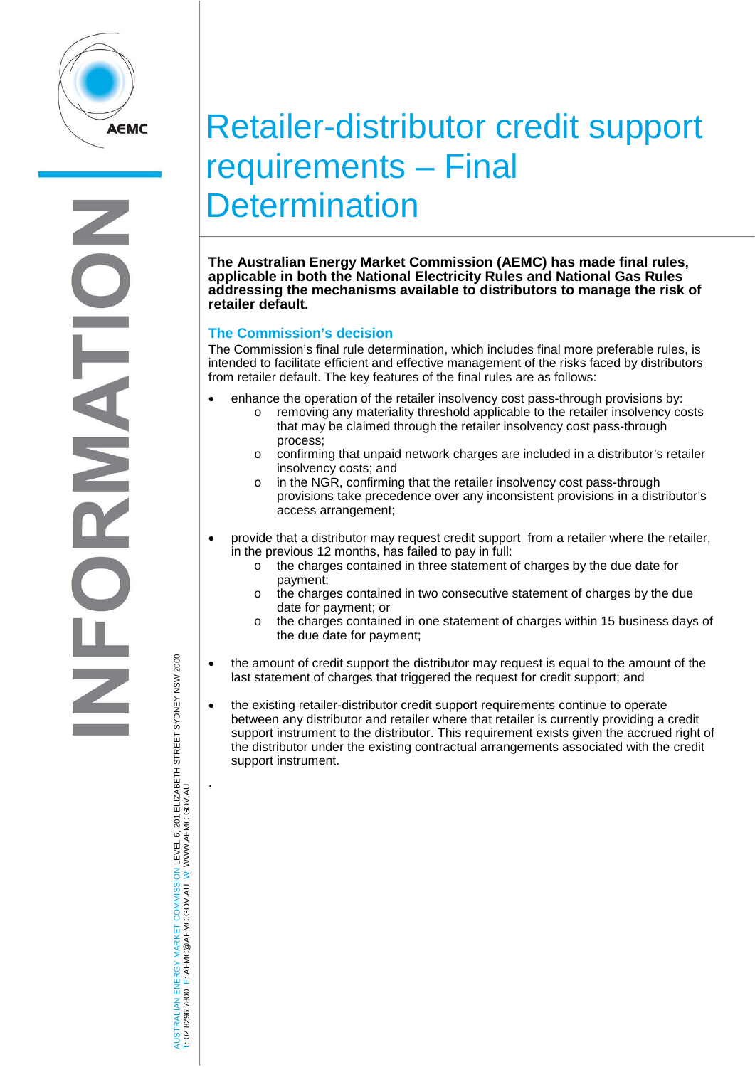# Retailer-distributor credit support requirements – Final Determination

**The Australian Energy Market Commission (AEMC) has made final rules, applicable in both the National Electricity Rules and National Gas Rules addressing the mechanisms available to distributors to manage the risk of retailer default.**

## The Commission's decision

The Commission's final rule determination, which includes final more preferable rules, is intended to facilitate efficient and effective management of the risks faced by distributors from retailer default. The key features of the final rules are as follows:

- enhance the operation of the retailer insolvency cost pass-through provisions by:
  - removing any materiality threshold applicable to the retailer insolvency costs that may be claimed through the retailer insolvency cost pass-through process;
  - confirming that unpaid network charges are included in a distributor's retailer insolvency costs; and
  - in the NGR, confirming that the retailer insolvency cost pass-through provisions take precedence over any inconsistent provisions in a distributor's access arrangement;
- provide that a distributor may request credit support from a retailer where the retailer, in the previous 12 months, has failed to pay in full:
  - the charges contained in three statement of charges by the due date for payment;
  - the charges contained in two consecutive statement of charges by the due date for payment; or
  - the charges contained in one statement of charges within 15 business days of the due date for payment;
- the amount of credit support the distributor may request is equal to the amount of the last statement of charges that triggered the request for credit support; and
- the existing retailer-distributor credit support requirements continue to operate between any distributor and retailer where that retailer is currently providing a credit support instrument to the distributor. This requirement exists given the accrued right of the distributor under the existing contractual arrangements associated with the credit support instrument.

.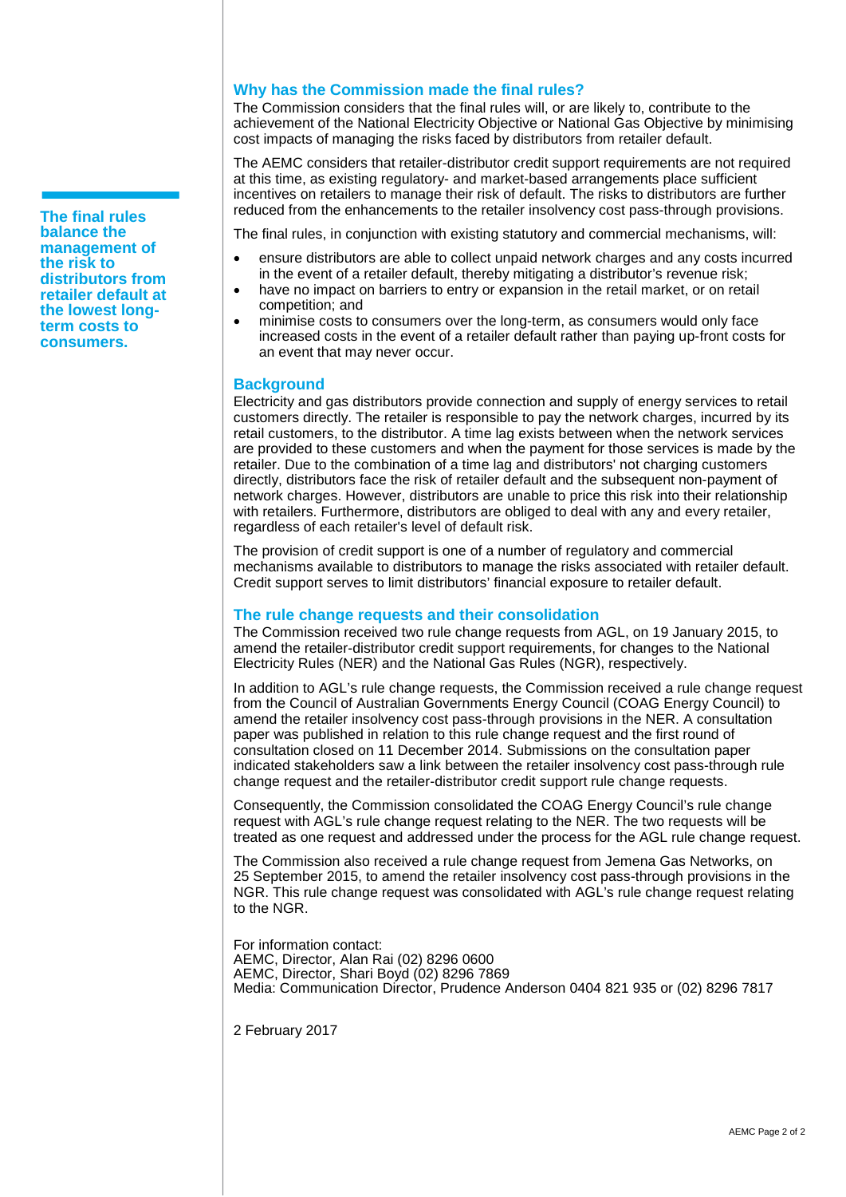**The final rules balance the management of the risk to distributors from retailer default at the lowest long-term costs to consumers.**

## Why has the Commission made the final rules?

The Commission considers that the final rules will, or are likely to, contribute to the achievement of the National Electricity Objective or National Gas Objective by minimising cost impacts of managing the risks faced by distributors from retailer default.

The AEMC considers that retailer-distributor credit support requirements are not required at this time, as existing regulatory- and market-based arrangements place sufficient incentives on retailers to manage their risk of default. The risks to distributors are further reduced from the enhancements to the retailer insolvency cost pass-through provisions.

The final rules, in conjunction with existing statutory and commercial mechanisms, will:

- ensure distributors are able to collect unpaid network charges and any costs incurred in the event of a retailer default, thereby mitigating a distributor's revenue risk;
- have no impact on barriers to entry or expansion in the retail market, or on retail competition; and
- minimise costs to consumers over the long-term, as consumers would only face increased costs in the event of a retailer default rather than paying up-front costs for an event that may never occur.

## Background

Electricity and gas distributors provide connection and supply of energy services to retail customers directly. The retailer is responsible to pay the network charges, incurred by its retail customers, to the distributor. A time lag exists between when the network services are provided to these customers and when the payment for those services is made by the retailer. Due to the combination of a time lag and distributors' not charging customers directly, distributors face the risk of retailer default and the subsequent non-payment of network charges. However, distributors are unable to price this risk into their relationship with retailers. Furthermore, distributors are obliged to deal with any and every retailer, regardless of each retailer's level of default risk.

The provision of credit support is one of a number of regulatory and commercial mechanisms available to distributors to manage the risks associated with retailer default. Credit support serves to limit distributors' financial exposure to retailer default.

## The rule change requests and their consolidation

The Commission received two rule change requests from AGL, on 19 January 2015, to amend the retailer-distributor credit support requirements, for changes to the National Electricity Rules (NER) and the National Gas Rules (NGR), respectively.

In addition to AGL's rule change requests, the Commission received a rule change request from the Council of Australian Governments Energy Council (COAG Energy Council) to amend the retailer insolvency cost pass-through provisions in the NER. A consultation paper was published in relation to this rule change request and the first round of consultation closed on 11 December 2014. Submissions on the consultation paper indicated stakeholders saw a link between the retailer insolvency cost pass-through rule change request and the retailer-distributor credit support rule change requests.

Consequently, the Commission consolidated the COAG Energy Council's rule change request with AGL's rule change request relating to the NER. The two requests will be treated as one request and addressed under the process for the AGL rule change request.

The Commission also received a rule change request from Jemena Gas Networks, on 25 September 2015, to amend the retailer insolvency cost pass-through provisions in the NGR. This rule change request was consolidated with AGL's rule change request relating to the NGR.

For information contact:
AEMC, Director, Alan Rai (02) 8296 0600
AEMC, Director, Shari Boyd (02) 8296 7869
Media: Communication Director, Prudence Anderson 0404 821 935 or (02) 8296 7817

2 February 2017